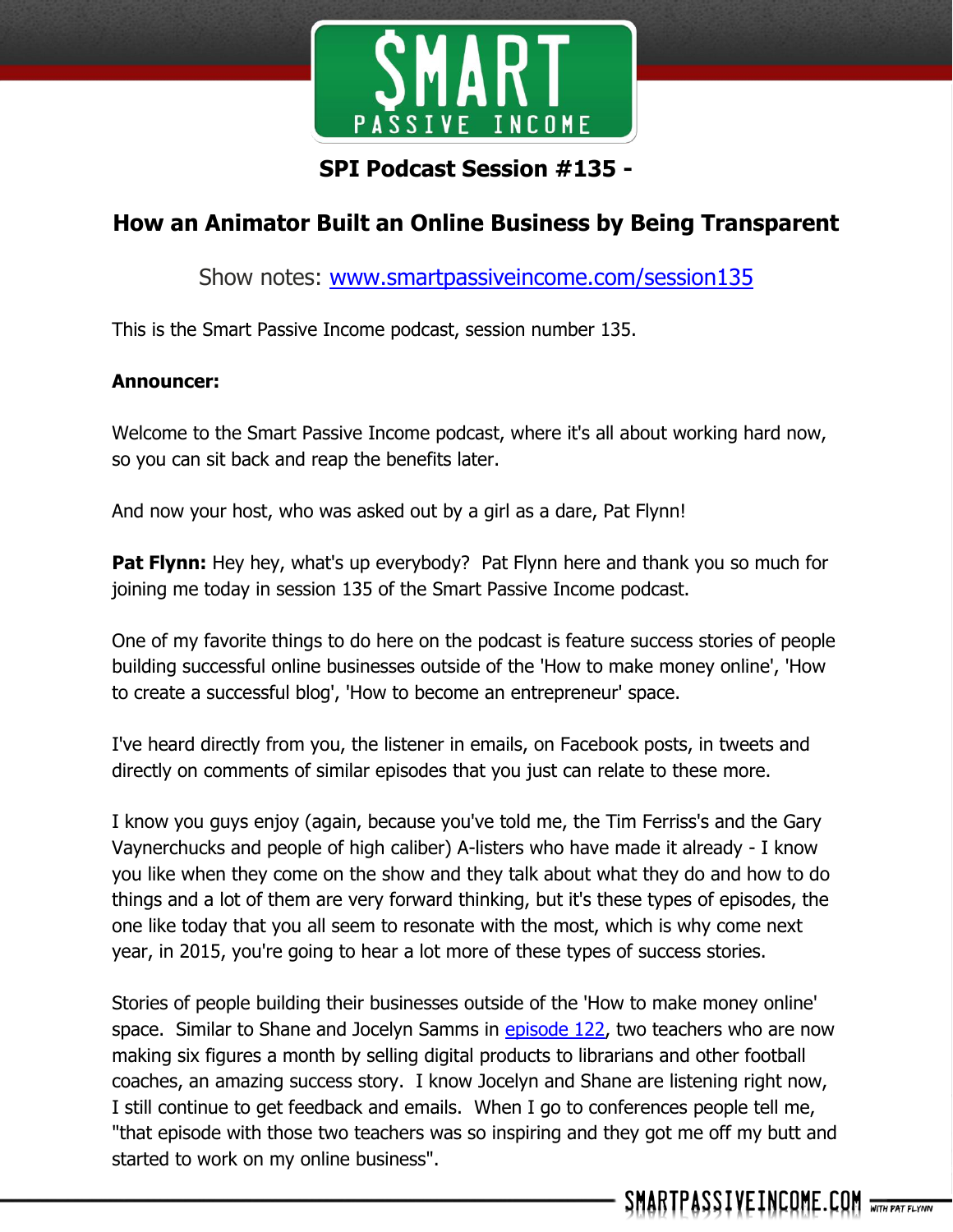## SPI Podcast Session #135 -

## How an Animator Built an Online Business by Being Transparent

Show notes: [www.smartpassiveincome.com/session135](http://www.smartpassiveincome.com/session135)

This is the Smart Passive Income podcast, session number 135.

**Announcer:**

Welcome to the Smart Passive Income podcast, where it's all about working hard now, so you can sit back and reap the benefits later.

And now your host, who was asked out by a girl as a dare, Pat Flynn!

**Pat Flynn:** Hey hey, what's up everybody? Pat Flynn here and thank you so much for joining me today in session 135 of the Smart Passive Income podcast.

One of my favorite things to do here on the podcast is feature success stories of people building successful online businesses outside of the 'How to make money online', 'How to create a successful blog', 'How to become an entrepreneur' space.

I've heard directly from you, the listener in emails, on Facebook posts, in tweets and directly on comments of similar episodes that you just can relate to these more.

I know you guys enjoy (again, because you've told me, the Tim Ferriss's and the Gary Vaynerchucks and people of high caliber) A-listers who have made it already - I know you like when they come on the show and they talk about what they do and how to do things and a lot of them are very forward thinking, but it's these types of episodes, the one like today that you all seem to resonate with the most, which is why come next year, in 2015, you're going to hear a lot more of these types of success stories.

Stories of people building their businesses outside of the 'How to make money online' space. Similar to Shane and Jocelyn Samms in [episode 122](episode 122), two teachers who are now making six figures a month by selling digital products to librarians and other football coaches, an amazing success story. I know Jocelyn and Shane are listening right now, I still continue to get feedback and emails. When I go to conferences people tell me, "that episode with those two teachers was so inspiring and they got me off my butt and started to work on my online business".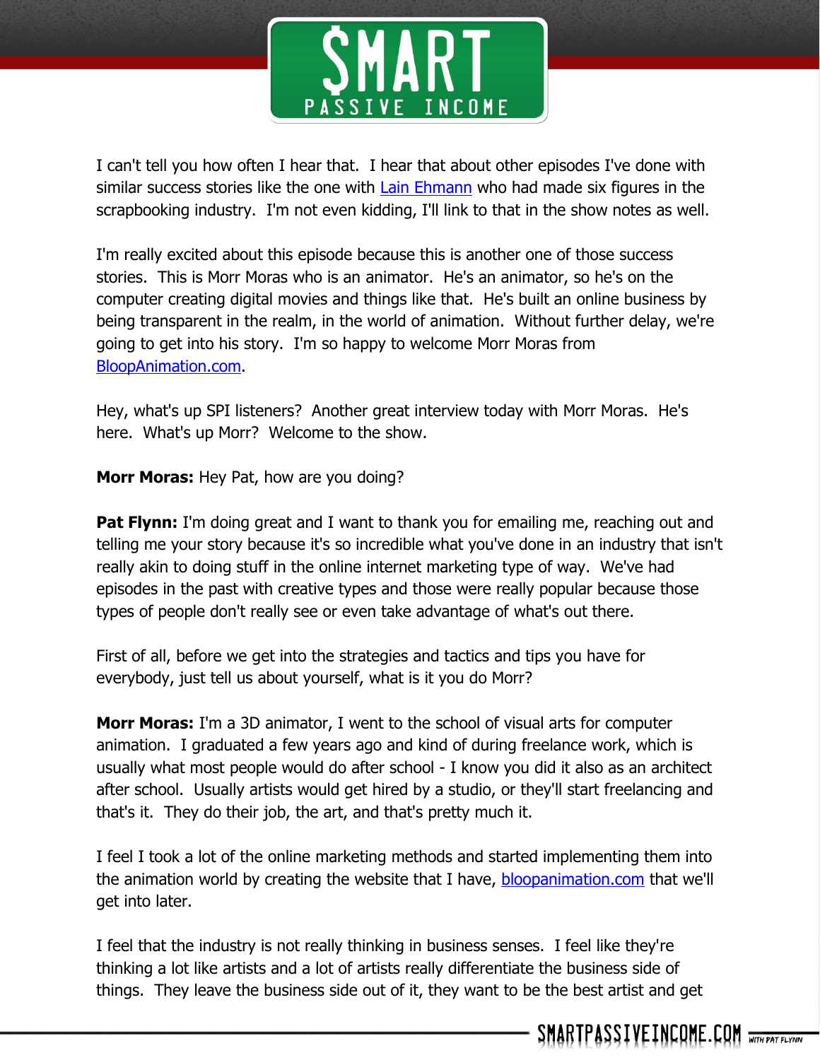I can't tell you how often I hear that. I hear that about other episodes I've done with similar success stories like the one with Lain Ehmann who had made six figures in the scrapbooking industry. I'm not even kidding, I'll link to that in the show notes as well.

I'm really excited about this episode because this is another one of those success stories. This is Morr Moras who is an animator. He's an animator, so he's on the computer creating digital movies and things like that. He's built an online business by being transparent in the realm, in the world of animation. Without further delay, we're going to get into his story. I'm so happy to welcome Morr Moras from BloopAnimation.com.

Hey, what's up SPI listeners? Another great interview today with Morr Moras. He's here. What's up Morr? Welcome to the show.

**Morr Moras:** Hey Pat, how are you doing?

**Pat Flynn:** I'm doing great and I want to thank you for emailing me, reaching out and telling me your story because it's so incredible what you've done in an industry that isn't really akin to doing stuff in the online internet marketing type of way. We've had episodes in the past with creative types and those were really popular because those types of people don't really see or even take advantage of what's out there.

First of all, before we get into the strategies and tactics and tips you have for everybody, just tell us about yourself, what is it you do Morr?

**Morr Moras:** I'm a 3D animator, I went to the school of visual arts for computer animation. I graduated a few years ago and kind of during freelance work, which is usually what most people would do after school - I know you did it also as an architect after school. Usually artists would get hired by a studio, or they'll start freelancing and that's it. They do their job, the art, and that's pretty much it.

I feel I took a lot of the online marketing methods and started implementing them into the animation world by creating the website that I have, bloopanimation.com that we'll get into later.

I feel that the industry is not really thinking in business senses. I feel like they're thinking a lot like artists and a lot of artists really differentiate the business side of things. They leave the business side out of it, they want to be the best artist and get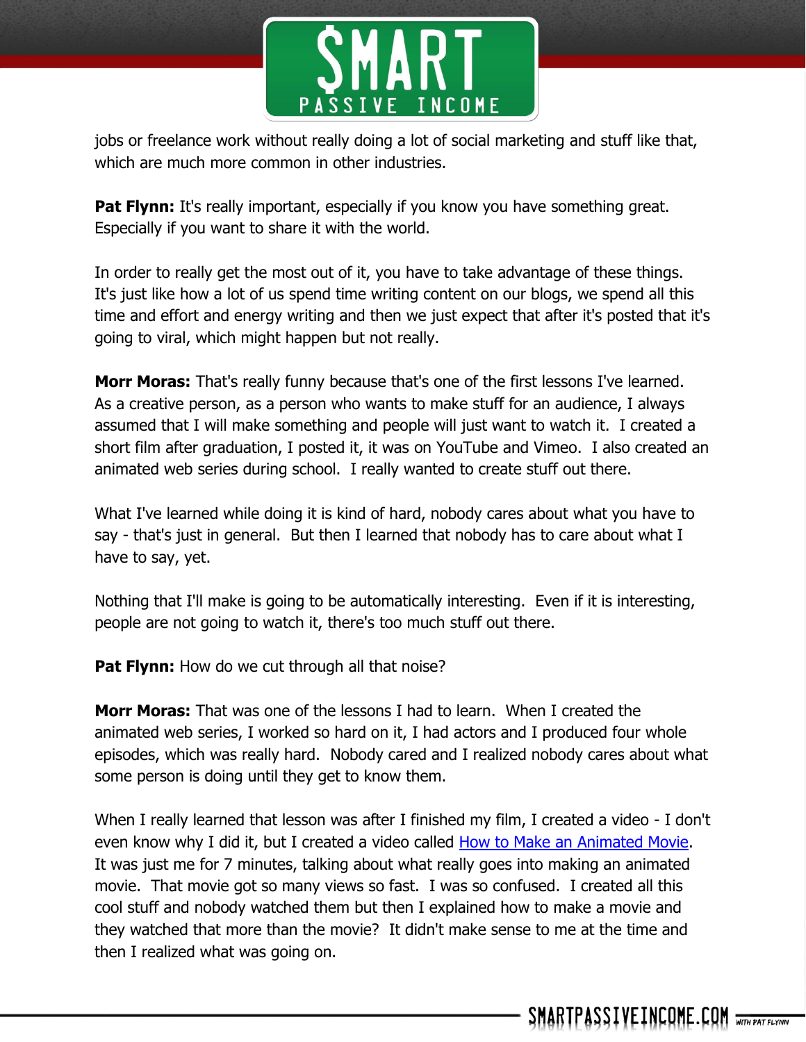jobs or freelance work without really doing a lot of social marketing and stuff like that, which are much more common in other industries.

**Pat Flynn:** It's really important, especially if you know you have something great. Especially if you want to share it with the world.

In order to really get the most out of it, you have to take advantage of these things. It's just like how a lot of us spend time writing content on our blogs, we spend all this time and effort and energy writing and then we just expect that after it's posted that it's going to viral, which might happen but not really.

**Morr Moras:** That's really funny because that's one of the first lessons I've learned. As a creative person, as a person who wants to make stuff for an audience, I always assumed that I will make something and people will just want to watch it. I created a short film after graduation, I posted it, it was on YouTube and Vimeo. I also created an animated web series during school. I really wanted to create stuff out there.

What I've learned while doing it is kind of hard, nobody cares about what you have to say - that's just in general. But then I learned that nobody has to care about what I have to say, yet.

Nothing that I'll make is going to be automatically interesting. Even if it is interesting, people are not going to watch it, there's too much stuff out there.

**Pat Flynn:** How do we cut through all that noise?

**Morr Moras:** That was one of the lessons I had to learn. When I created the animated web series, I worked so hard on it, I had actors and I produced four whole episodes, which was really hard. Nobody cared and I realized nobody cares about what some person is doing until they get to know them.

When I really learned that lesson was after I finished my film, I created a video - I don't even know why I did it, but I created a video called How to Make an Animated Movie. It was just me for 7 minutes, talking about what really goes into making an animated movie. That movie got so many views so fast. I was so confused. I created all this cool stuff and nobody watched them but then I explained how to make a movie and they watched that more than the movie? It didn't make sense to me at the time and then I realized what was going on.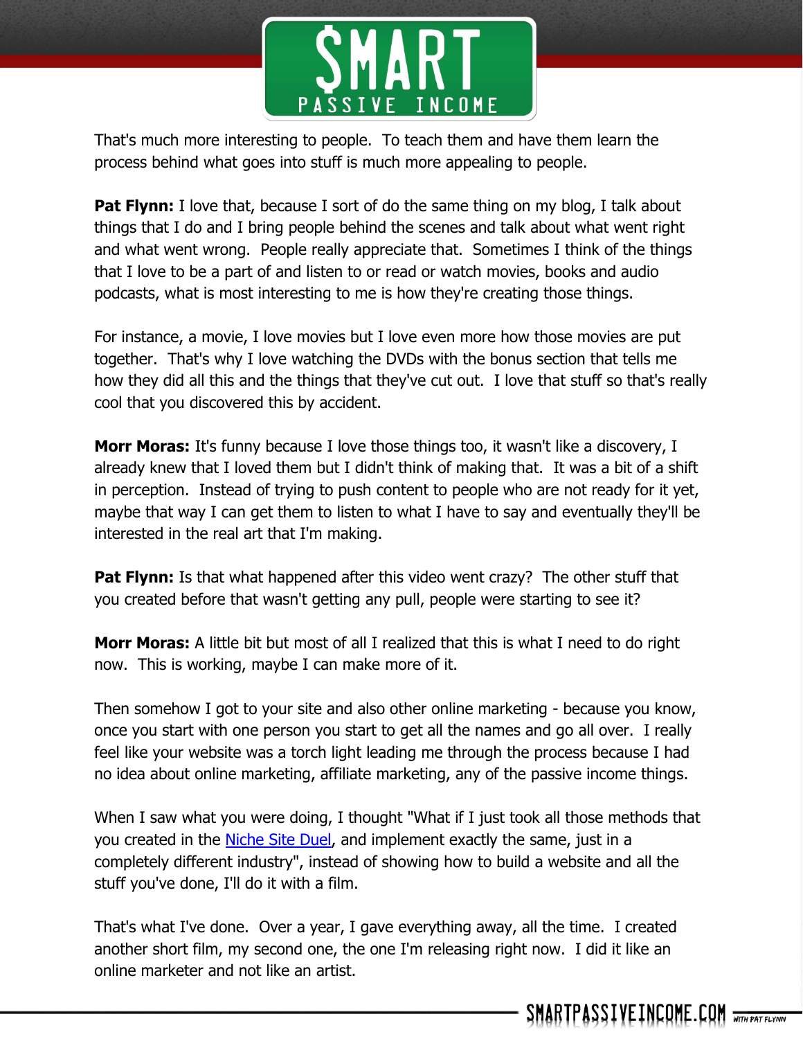That's much more interesting to people.  To teach them and have them learn the process behind what goes into stuff is much more appealing to people.

**Pat Flynn:** I love that, because I sort of do the same thing on my blog, I talk about things that I do and I bring people behind the scenes and talk about what went right and what went wrong.  People really appreciate that.  Sometimes I think of the things that I love to be a part of and listen to or read or watch movies, books and audio podcasts, what is most interesting to me is how they're creating those things.

For instance, a movie, I love movies but I love even more how those movies are put together.  That's why I love watching the DVDs with the bonus section that tells me how they did all this and the things that they've cut out.  I love that stuff so that's really cool that you discovered this by accident.

**Morr Moras:** It's funny because I love those things too, it wasn't like a discovery, I already knew that I loved them but I didn't think of making that.  It was a bit of a shift in perception.  Instead of trying to push content to people who are not ready for it yet, maybe that way I can get them to listen to what I have to say and eventually they'll be interested in the real art that I'm making.

**Pat Flynn:** Is that what happened after this video went crazy?  The other stuff that you created before that wasn't getting any pull, people were starting to see it?

**Morr Moras:** A little bit but most of all I realized that this is what I need to do right now.  This is working, maybe I can make more of it.

Then somehow I got to your site and also other online marketing - because you know, once you start with one person you start to get all the names and go all over.  I really feel like your website was a torch light leading me through the process because I had no idea about online marketing, affiliate marketing, any of the passive income things.

When I saw what you were doing, I thought "What if I just took all those methods that you created in the [Niche Site Duel](), and implement exactly the same, just in a completely different industry", instead of showing how to build a website and all the stuff you've done, I'll do it with a film.

That's what I've done.  Over a year, I gave everything away, all the time.  I created another short film, my second one, the one I'm releasing right now.  I did it like an online marketer and not like an artist.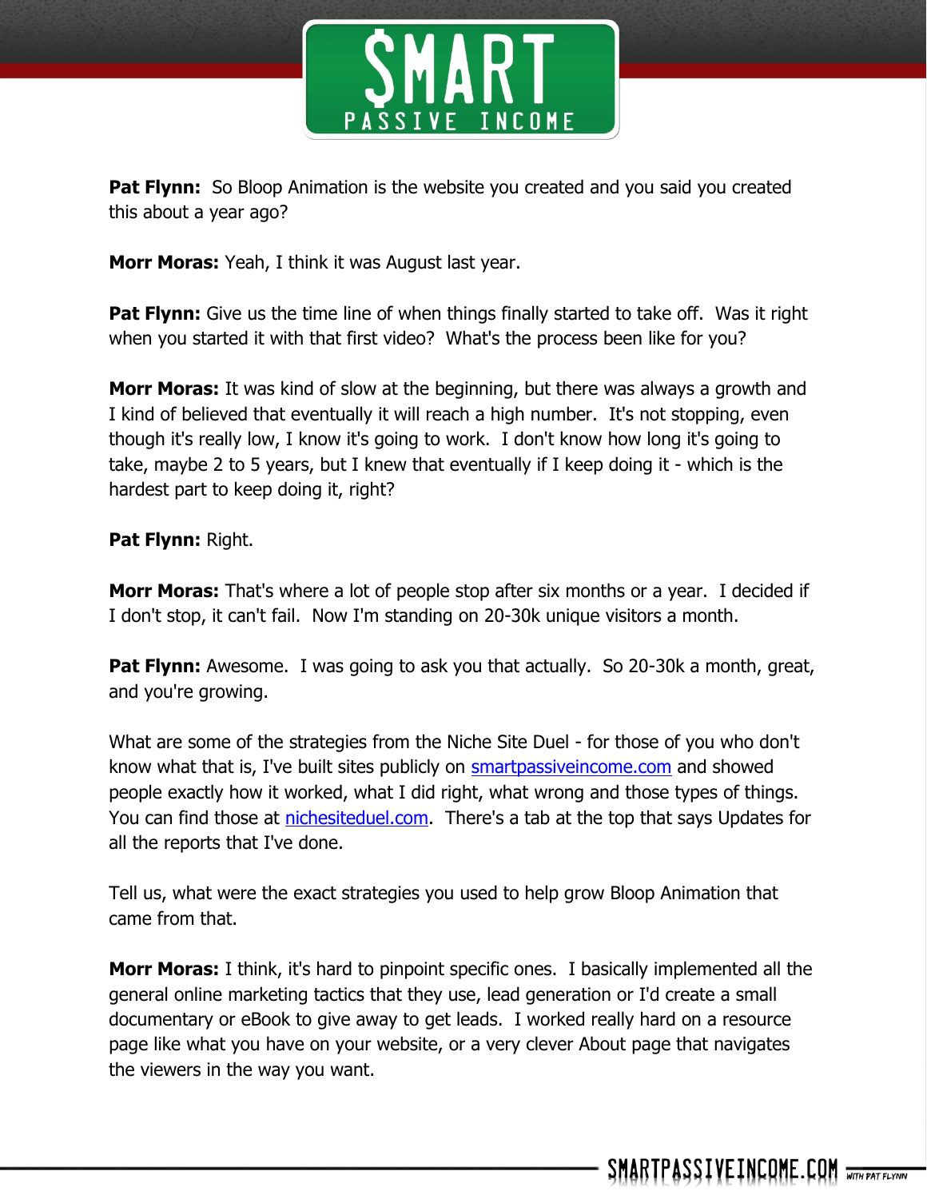**Pat Flynn:** So Bloop Animation is the website you created and you said you created this about a year ago?

**Morr Moras:** Yeah, I think it was August last year.

**Pat Flynn:** Give us the time line of when things finally started to take off. Was it right when you started it with that first video? What's the process been like for you?

**Morr Moras:** It was kind of slow at the beginning, but there was always a growth and I kind of believed that eventually it will reach a high number. It's not stopping, even though it's really low, I know it's going to work. I don't know how long it's going to take, maybe 2 to 5 years, but I knew that eventually if I keep doing it - which is the hardest part to keep doing it, right?

**Pat Flynn:** Right.

**Morr Moras:** That's where a lot of people stop after six months or a year. I decided if I don't stop, it can't fail. Now I'm standing on 20-30k unique visitors a month.

**Pat Flynn:** Awesome. I was going to ask you that actually. So 20-30k a month, great, and you're growing.

What are some of the strategies from the Niche Site Duel - for those of you who don't know what that is, I've built sites publicly on [smartpassiveincome.com](smartpassiveincome.com) and showed people exactly how it worked, what I did right, what wrong and those types of things. You can find those at [nichesiteduel.com](nichesiteduel.com). There's a tab at the top that says Updates for all the reports that I've done.

Tell us, what were the exact strategies you used to help grow Bloop Animation that came from that.

**Morr Moras:** I think, it's hard to pinpoint specific ones. I basically implemented all the general online marketing tactics that they use, lead generation or I'd create a small documentary or eBook to give away to get leads. I worked really hard on a resource page like what you have on your website, or a very clever About page that navigates the viewers in the way you want.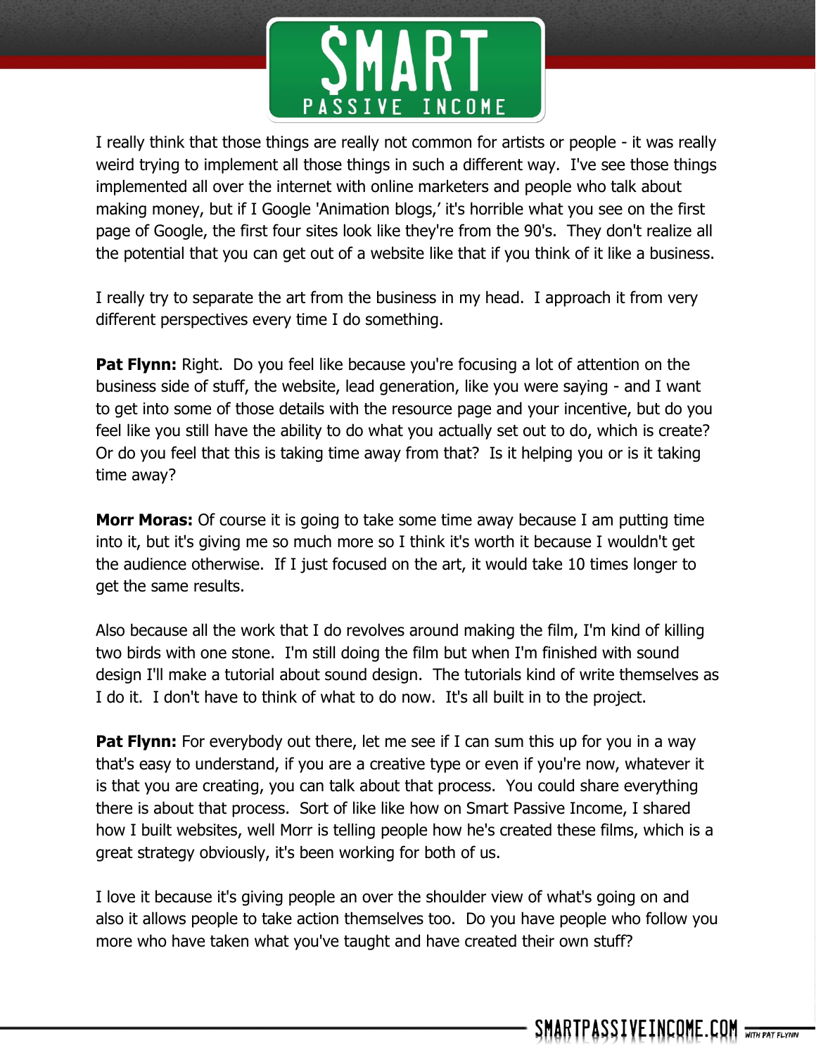I really think that those things are really not common for artists or people - it was really weird trying to implement all those things in such a different way. I've see those things implemented all over the internet with online marketers and people who talk about making money, but if I Google 'Animation blogs,' it's horrible what you see on the first page of Google, the first four sites look like they're from the 90's. They don't realize all the potential that you can get out of a website like that if you think of it like a business.

I really try to separate the art from the business in my head. I approach it from very different perspectives every time I do something.

**Pat Flynn:** Right. Do you feel like because you're focusing a lot of attention on the business side of stuff, the website, lead generation, like you were saying - and I want to get into some of those details with the resource page and your incentive, but do you feel like you still have the ability to do what you actually set out to do, which is create? Or do you feel that this is taking time away from that? Is it helping you or is it taking time away?

**Morr Moras:** Of course it is going to take some time away because I am putting time into it, but it's giving me so much more so I think it's worth it because I wouldn't get the audience otherwise. If I just focused on the art, it would take 10 times longer to get the same results.

Also because all the work that I do revolves around making the film, I'm kind of killing two birds with one stone. I'm still doing the film but when I'm finished with sound design I'll make a tutorial about sound design. The tutorials kind of write themselves as I do it. I don't have to think of what to do now. It's all built in to the project.

**Pat Flynn:** For everybody out there, let me see if I can sum this up for you in a way that's easy to understand, if you are a creative type or even if you're now, whatever it is that you are creating, you can talk about that process. You could share everything there is about that process. Sort of like like how on Smart Passive Income, I shared how I built websites, well Morr is telling people how he's created these films, which is a great strategy obviously, it's been working for both of us.

I love it because it's giving people an over the shoulder view of what's going on and also it allows people to take action themselves too. Do you have people who follow you more who have taken what you've taught and have created their own stuff?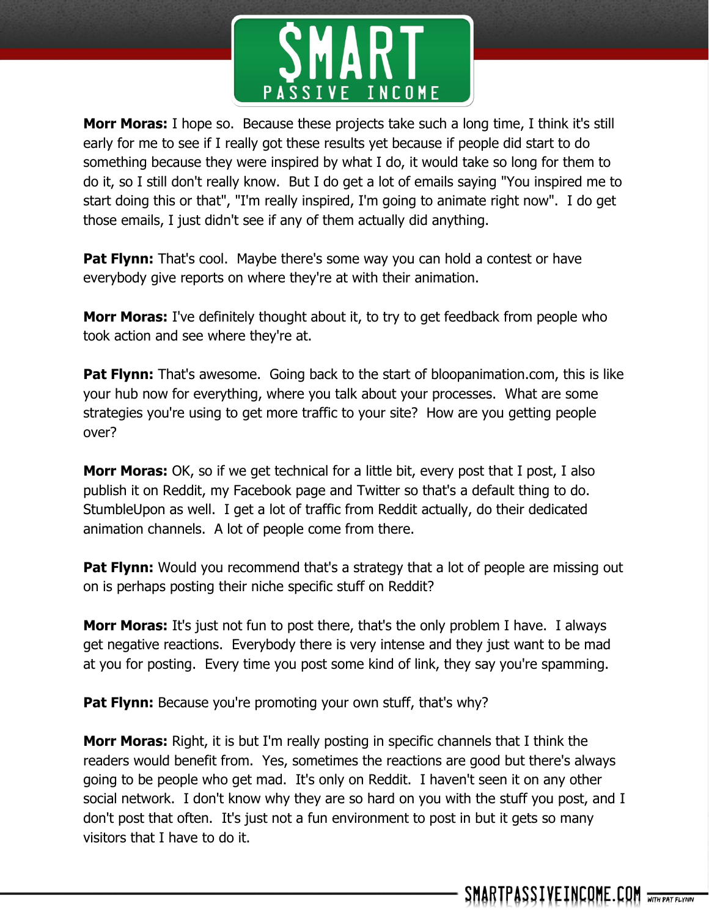**Morr Moras:** I hope so. Because these projects take such a long time, I think it's still early for me to see if I really got these results yet because if people did start to do something because they were inspired by what I do, it would take so long for them to do it, so I still don't really know. But I do get a lot of emails saying "You inspired me to start doing this or that", "I'm really inspired, I'm going to animate right now". I do get those emails, I just didn't see if any of them actually did anything.

**Pat Flynn:** That's cool. Maybe there's some way you can hold a contest or have everybody give reports on where they're at with their animation.

**Morr Moras:** I've definitely thought about it, to try to get feedback from people who took action and see where they're at.

**Pat Flynn:** That's awesome. Going back to the start of bloopanimation.com, this is like your hub now for everything, where you talk about your processes. What are some strategies you're using to get more traffic to your site? How are you getting people over?

**Morr Moras:** OK, so if we get technical for a little bit, every post that I post, I also publish it on Reddit, my Facebook page and Twitter so that's a default thing to do. StumbleUpon as well. I get a lot of traffic from Reddit actually, do their dedicated animation channels. A lot of people come from there.

**Pat Flynn:** Would you recommend that's a strategy that a lot of people are missing out on is perhaps posting their niche specific stuff on Reddit?

**Morr Moras:** It's just not fun to post there, that's the only problem I have. I always get negative reactions. Everybody there is very intense and they just want to be mad at you for posting. Every time you post some kind of link, they say you're spamming.

**Pat Flynn:** Because you're promoting your own stuff, that's why?

**Morr Moras:** Right, it is but I'm really posting in specific channels that I think the readers would benefit from. Yes, sometimes the reactions are good but there's always going to be people who get mad. It's only on Reddit. I haven't seen it on any other social network. I don't know why they are so hard on you with the stuff you post, and I don't post that often. It's just not a fun environment to post in but it gets so many visitors that I have to do it.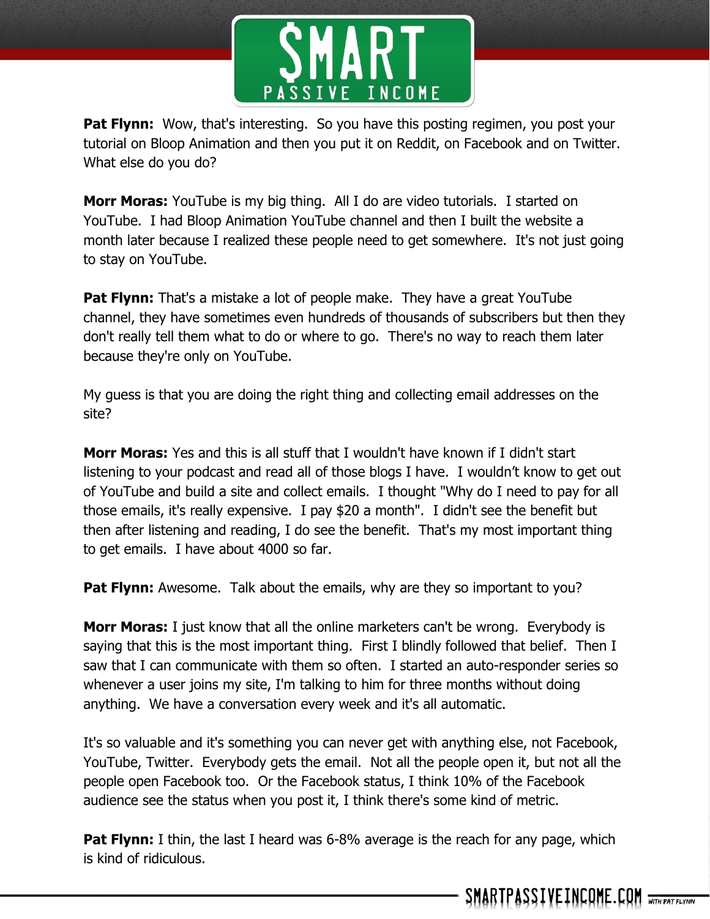**Pat Flynn:** Wow, that's interesting. So you have this posting regimen, you post your tutorial on Bloop Animation and then you put it on Reddit, on Facebook and on Twitter. What else do you do?

**Morr Moras:** YouTube is my big thing. All I do are video tutorials. I started on YouTube. I had Bloop Animation YouTube channel and then I built the website a month later because I realized these people need to get somewhere. It's not just going to stay on YouTube.

**Pat Flynn:** That's a mistake a lot of people make. They have a great YouTube channel, they have sometimes even hundreds of thousands of subscribers but then they don't really tell them what to do or where to go. There's no way to reach them later because they're only on YouTube.

My guess is that you are doing the right thing and collecting email addresses on the site?

**Morr Moras:** Yes and this is all stuff that I wouldn't have known if I didn't start listening to your podcast and read all of those blogs I have. I wouldn't know to get out of YouTube and build a site and collect emails. I thought "Why do I need to pay for all those emails, it's really expensive. I pay $20 a month". I didn't see the benefit but then after listening and reading, I do see the benefit. That's my most important thing to get emails. I have about 4000 so far.

**Pat Flynn:** Awesome. Talk about the emails, why are they so important to you?

**Morr Moras:** I just know that all the online marketers can't be wrong. Everybody is saying that this is the most important thing. First I blindly followed that belief. Then I saw that I can communicate with them so often. I started an auto-responder series so whenever a user joins my site, I'm talking to him for three months without doing anything. We have a conversation every week and it's all automatic.

It's so valuable and it's something you can never get with anything else, not Facebook, YouTube, Twitter. Everybody gets the email. Not all the people open it, but not all the people open Facebook too. Or the Facebook status, I think 10% of the Facebook audience see the status when you post it, I think there's some kind of metric.

**Pat Flynn:** I thin, the last I heard was 6-8% average is the reach for any page, which is kind of ridiculous.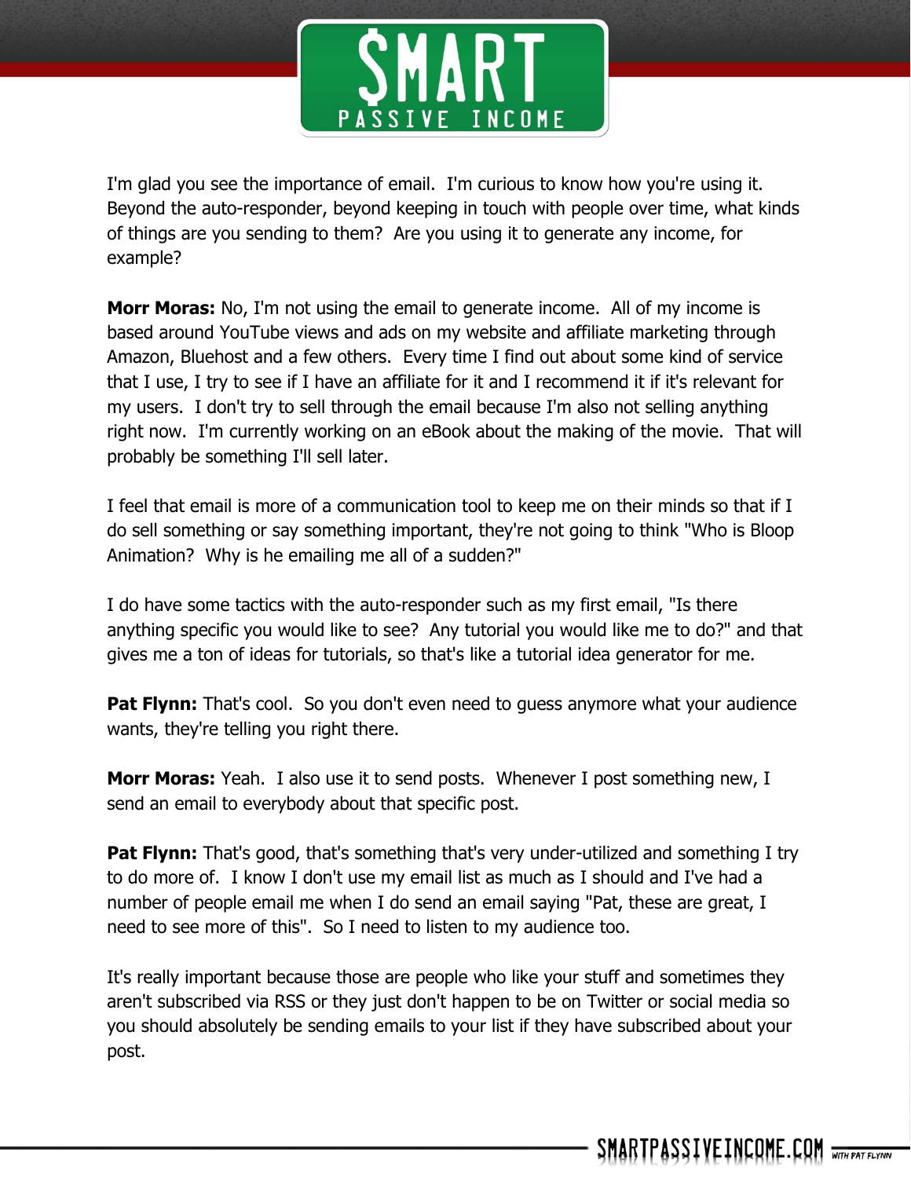I'm glad you see the importance of email. I'm curious to know how you're using it. Beyond the auto-responder, beyond keeping in touch with people over time, what kinds of things are you sending to them? Are you using it to generate any income, for example?

**Morr Moras:** No, I'm not using the email to generate income. All of my income is based around YouTube views and ads on my website and affiliate marketing through Amazon, Bluehost and a few others. Every time I find out about some kind of service that I use, I try to see if I have an affiliate for it and I recommend it if it's relevant for my users. I don't try to sell through the email because I'm also not selling anything right now. I'm currently working on an eBook about the making of the movie. That will probably be something I'll sell later.

I feel that email is more of a communication tool to keep me on their minds so that if I do sell something or say something important, they're not going to think "Who is Bloop Animation? Why is he emailing me all of a sudden?"

I do have some tactics with the auto-responder such as my first email, "Is there anything specific you would like to see? Any tutorial you would like me to do?" and that gives me a ton of ideas for tutorials, so that's like a tutorial idea generator for me.

**Pat Flynn:** That's cool. So you don't even need to guess anymore what your audience wants, they're telling you right there.

**Morr Moras:** Yeah. I also use it to send posts. Whenever I post something new, I send an email to everybody about that specific post.

**Pat Flynn:** That's good, that's something that's very under-utilized and something I try to do more of. I know I don't use my email list as much as I should and I've had a number of people email me when I do send an email saying "Pat, these are great, I need to see more of this". So I need to listen to my audience too.

It's really important because those are people who like your stuff and sometimes they aren't subscribed via RSS or they just don't happen to be on Twitter or social media so you should absolutely be sending emails to your list if they have subscribed about your post.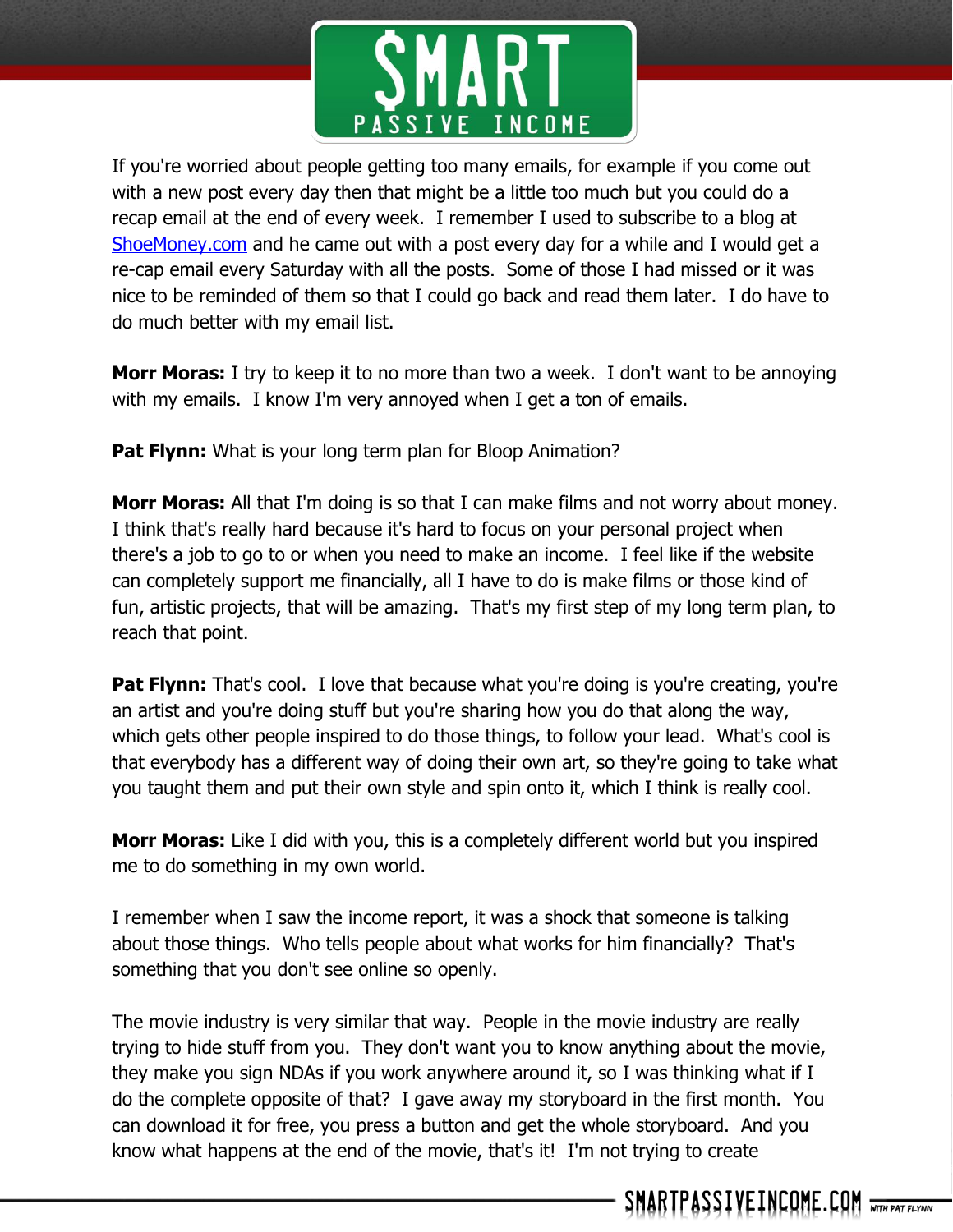If you're worried about people getting too many emails, for example if you come out with a new post every day then that might be a little too much but you could do a recap email at the end of every week. I remember I used to subscribe to a blog at ShoeMoney.com and he came out with a post every day for a while and I would get a re-cap email every Saturday with all the posts. Some of those I had missed or it was nice to be reminded of them so that I could go back and read them later. I do have to do much better with my email list.

**Morr Moras:** I try to keep it to no more than two a week. I don't want to be annoying with my emails. I know I'm very annoyed when I get a ton of emails.

**Pat Flynn:** What is your long term plan for Bloop Animation?

**Morr Moras:** All that I'm doing is so that I can make films and not worry about money. I think that's really hard because it's hard to focus on your personal project when there's a job to go to or when you need to make an income. I feel like if the website can completely support me financially, all I have to do is make films or those kind of fun, artistic projects, that will be amazing. That's my first step of my long term plan, to reach that point.

**Pat Flynn:** That's cool. I love that because what you're doing is you're creating, you're an artist and you're doing stuff but you're sharing how you do that along the way, which gets other people inspired to do those things, to follow your lead. What's cool is that everybody has a different way of doing their own art, so they're going to take what you taught them and put their own style and spin onto it, which I think is really cool.

**Morr Moras:** Like I did with you, this is a completely different world but you inspired me to do something in my own world.

I remember when I saw the income report, it was a shock that someone is talking about those things. Who tells people about what works for him financially? That's something that you don't see online so openly.

The movie industry is very similar that way. People in the movie industry are really trying to hide stuff from you. They don't want you to know anything about the movie, they make you sign NDAs if you work anywhere around it, so I was thinking what if I do the complete opposite of that? I gave away my storyboard in the first month. You can download it for free, you press a button and get the whole storyboard. And you know what happens at the end of the movie, that's it! I'm not trying to create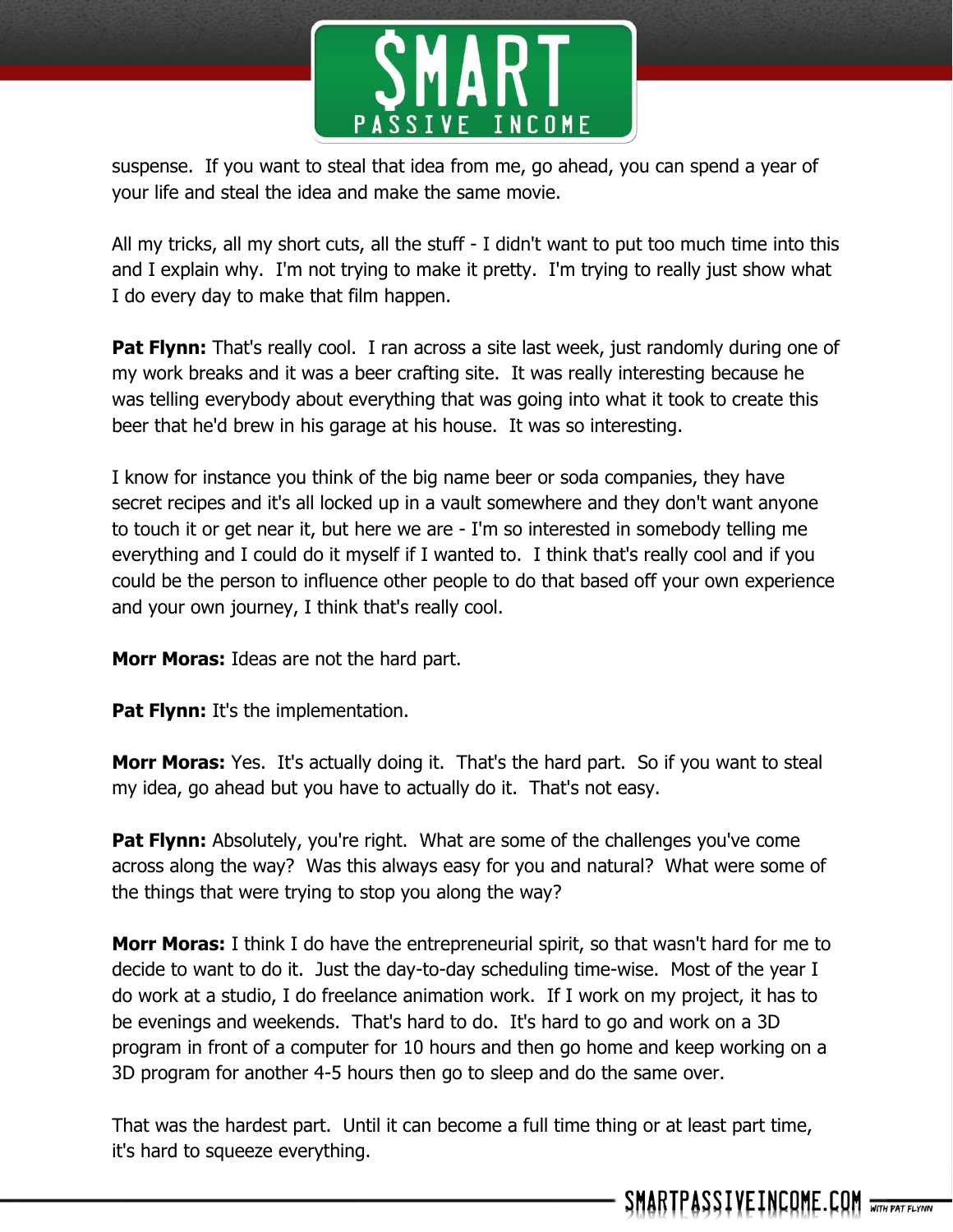suspense. If you want to steal that idea from me, go ahead, you can spend a year of your life and steal the idea and make the same movie.

All my tricks, all my short cuts, all the stuff - I didn't want to put too much time into this and I explain why. I'm not trying to make it pretty. I'm trying to really just show what I do every day to make that film happen.

**Pat Flynn:** That's really cool. I ran across a site last week, just randomly during one of my work breaks and it was a beer crafting site. It was really interesting because he was telling everybody about everything that was going into what it took to create this beer that he'd brew in his garage at his house. It was so interesting.

I know for instance you think of the big name beer or soda companies, they have secret recipes and it's all locked up in a vault somewhere and they don't want anyone to touch it or get near it, but here we are - I'm so interested in somebody telling me everything and I could do it myself if I wanted to. I think that's really cool and if you could be the person to influence other people to do that based off your own experience and your own journey, I think that's really cool.

**Morr Moras:** Ideas are not the hard part.

**Pat Flynn:** It's the implementation.

**Morr Moras:** Yes. It's actually doing it. That's the hard part. So if you want to steal my idea, go ahead but you have to actually do it. That's not easy.

**Pat Flynn:** Absolutely, you're right. What are some of the challenges you've come across along the way? Was this always easy for you and natural? What were some of the things that were trying to stop you along the way?

**Morr Moras:** I think I do have the entrepreneurial spirit, so that wasn't hard for me to decide to want to do it. Just the day-to-day scheduling time-wise. Most of the year I do work at a studio, I do freelance animation work. If I work on my project, it has to be evenings and weekends. That's hard to do. It's hard to go and work on a 3D program in front of a computer for 10 hours and then go home and keep working on a 3D program for another 4-5 hours then go to sleep and do the same over.

That was the hardest part. Until it can become a full time thing or at least part time, it's hard to squeeze everything.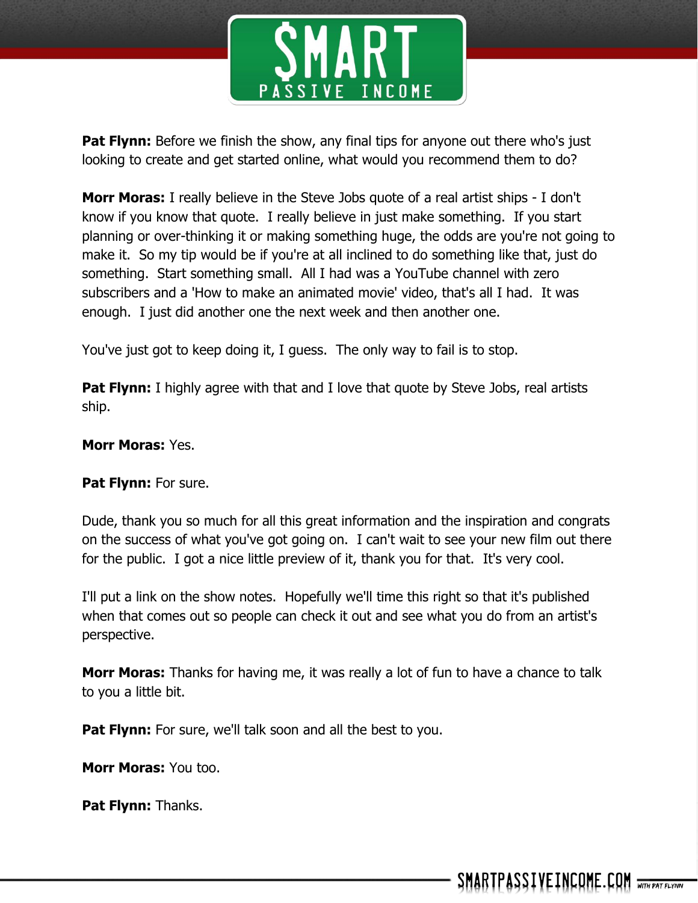**Pat Flynn:** Before we finish the show, any final tips for anyone out there who's just looking to create and get started online, what would you recommend them to do?

**Morr Moras:** I really believe in the Steve Jobs quote of a real artist ships - I don't know if you know that quote. I really believe in just make something. If you start planning or over-thinking it or making something huge, the odds are you're not going to make it. So my tip would be if you're at all inclined to do something like that, just do something. Start something small. All I had was a YouTube channel with zero subscribers and a 'How to make an animated movie' video, that's all I had. It was enough. I just did another one the next week and then another one.

You've just got to keep doing it, I guess. The only way to fail is to stop.

**Pat Flynn:** I highly agree with that and I love that quote by Steve Jobs, real artists ship.

**Morr Moras:** Yes.

**Pat Flynn:** For sure.

Dude, thank you so much for all this great information and the inspiration and congrats on the success of what you've got going on. I can't wait to see your new film out there for the public. I got a nice little preview of it, thank you for that. It's very cool.

I'll put a link on the show notes. Hopefully we'll time this right so that it's published when that comes out so people can check it out and see what you do from an artist's perspective.

**Morr Moras:** Thanks for having me, it was really a lot of fun to have a chance to talk to you a little bit.

**Pat Flynn:** For sure, we'll talk soon and all the best to you.

**Morr Moras:** You too.

**Pat Flynn:** Thanks.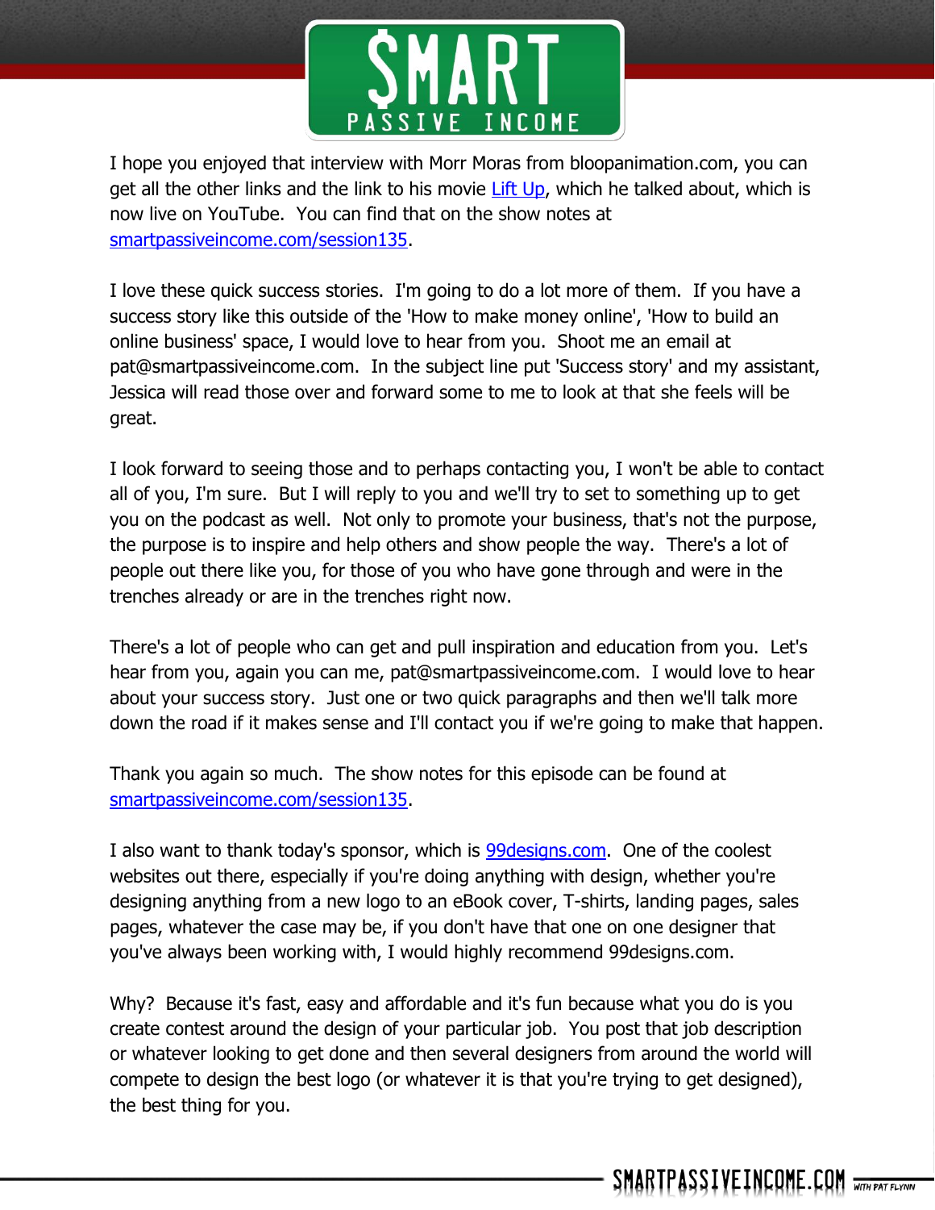I hope you enjoyed that interview with Morr Moras from bloopanimation.com, you can get all the other links and the link to his movie [Lift Up](), which he talked about, which is now live on YouTube.  You can find that on the show notes at [smartpassiveincome.com/session135]().

I love these quick success stories.  I'm going to do a lot more of them.  If you have a success story like this outside of the 'How to make money online', 'How to build an online business' space, I would love to hear from you.  Shoot me an email at pat@smartpassiveincome.com.  In the subject line put 'Success story' and my assistant, Jessica will read those over and forward some to me to look at that she feels will be great.

I look forward to seeing those and to perhaps contacting you, I won't be able to contact all of you, I'm sure.  But I will reply to you and we'll try to set to something up to get you on the podcast as well.  Not only to promote your business, that's not the purpose, the purpose is to inspire and help others and show people the way.  There's a lot of people out there like you, for those of you who have gone through and were in the trenches already or are in the trenches right now.

There's a lot of people who can get and pull inspiration and education from you.  Let's hear from you, again you can me, pat@smartpassiveincome.com.  I would love to hear about your success story.  Just one or two quick paragraphs and then we'll talk more down the road if it makes sense and I'll contact you if we're going to make that happen.

Thank you again so much.  The show notes for this episode can be found at [smartpassiveincome.com/session135]().

I also want to thank today's sponsor, which is [99designs.com]().  One of the coolest websites out there, especially if you're doing anything with design, whether you're designing anything from a new logo to an eBook cover, T-shirts, landing pages, sales pages, whatever the case may be, if you don't have that one on one designer that you've always been working with, I would highly recommend 99designs.com.

Why?  Because it's fast, easy and affordable and it's fun because what you do is you create contest around the design of your particular job.  You post that job description or whatever looking to get done and then several designers from around the world will compete to design the best logo (or whatever it is that you're trying to get designed), the best thing for you.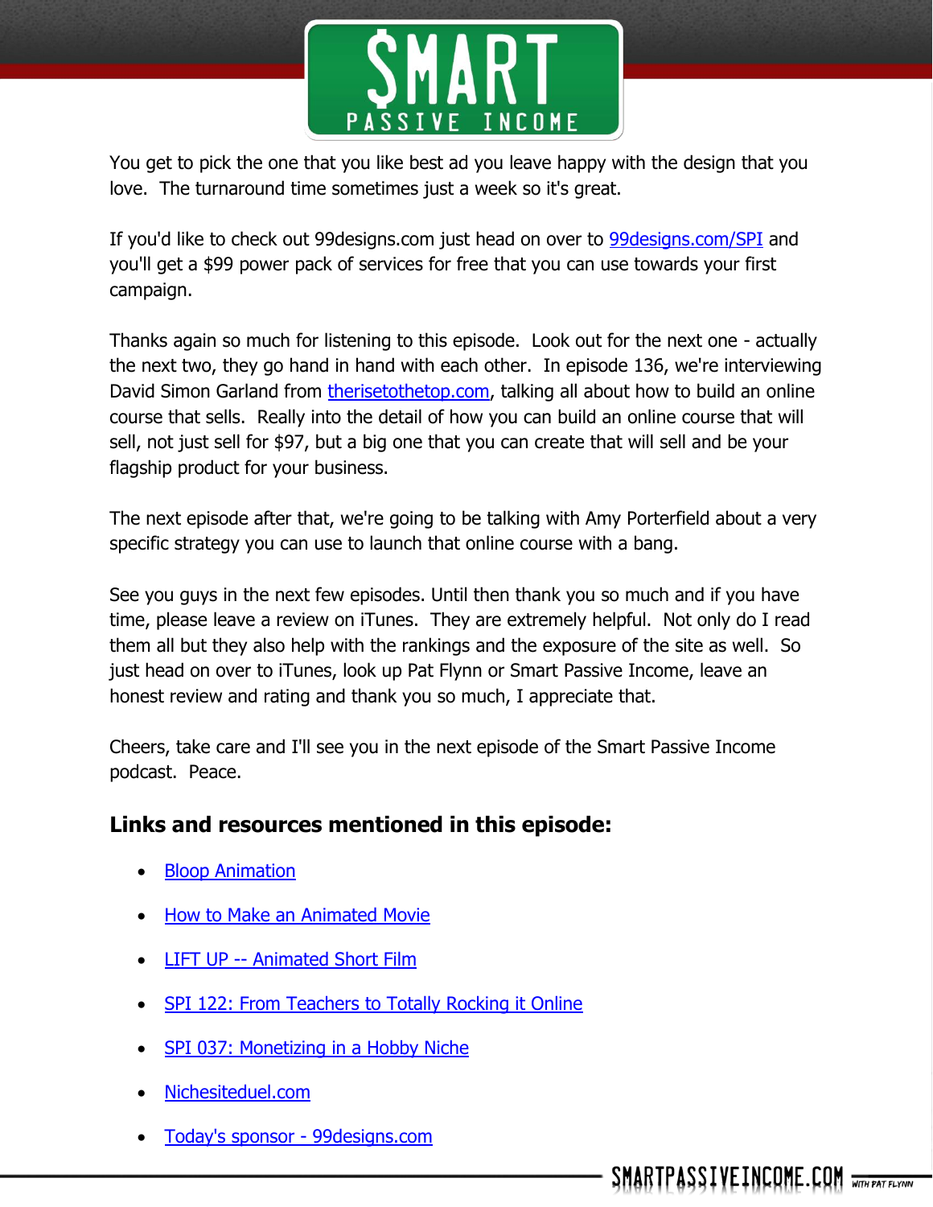You get to pick the one that you like best ad you leave happy with the design that you love. The turnaround time sometimes just a week so it's great.

If you'd like to check out 99designs.com just head on over to 99designs.com/SPI and you'll get a $99 power pack of services for free that you can use towards your first campaign.

Thanks again so much for listening to this episode. Look out for the next one - actually the next two, they go hand in hand with each other. In episode 136, we're interviewing David Simon Garland from therisetothetop.com, talking all about how to build an online course that sells. Really into the detail of how you can build an online course that will sell, not just sell for $97, but a big one that you can create that will sell and be your flagship product for your business.

The next episode after that, we're going to be talking with Amy Porterfield about a very specific strategy you can use to launch that online course with a bang.

See you guys in the next few episodes. Until then thank you so much and if you have time, please leave a review on iTunes. They are extremely helpful. Not only do I read them all but they also help with the rankings and the exposure of the site as well. So just head on over to iTunes, look up Pat Flynn or Smart Passive Income, leave an honest review and rating and thank you so much, I appreciate that.

Cheers, take care and I'll see you in the next episode of the Smart Passive Income podcast. Peace.

### Links and resources mentioned in this episode:

- Bloop Animation
- How to Make an Animated Movie
- LIFT UP -- Animated Short Film
- SPI 122: From Teachers to Totally Rocking it Online
- SPI 037: Monetizing in a Hobby Niche
- Nichesiteduel.com
- Today's sponsor - 99designs.com